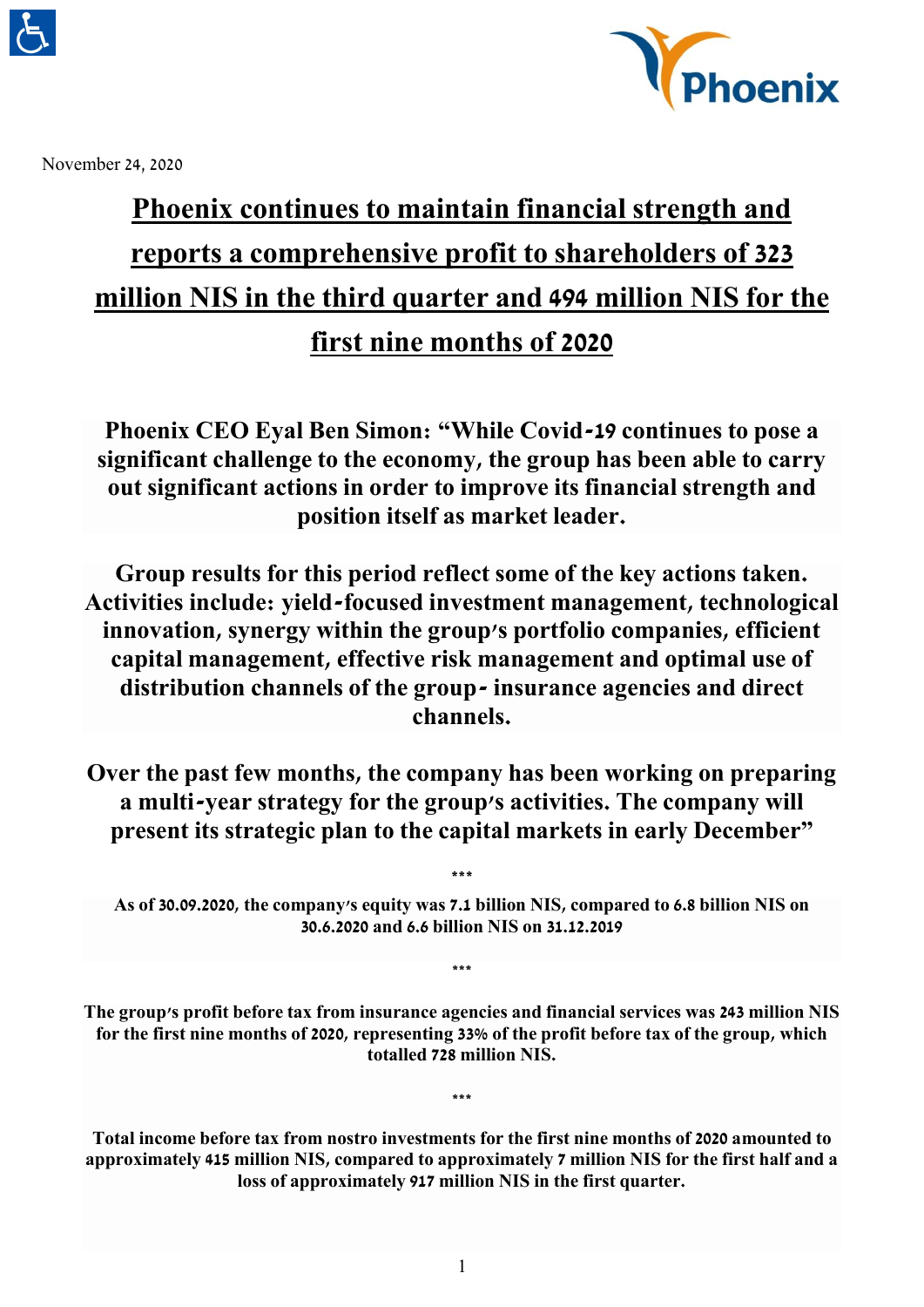November 24, 2020

# Phoenix continues to maintain financial strength and reports a comprehensive profit to shareholders of 323 million NIS in the third quarter and 494 million NIS for the first nine months of 2020

**Phoenix CEO Eyal Ben Simon: "While Covid-19 continues to pose a significant challenge to the economy, the group has been able to carry out significant actions in order to improve its financial strength and position itself as market leader.**

**Group results for this period reflect some of the key actions taken. Activities include: yield-focused investment management, technological innovation, synergy within the group's portfolio companies, efficient capital management, effective risk management and optimal use of distribution channels of the group- insurance agencies and direct channels.**

**Over the past few months, the company has been working on preparing a multi-year strategy for the group's activities. The company will present its strategic plan to the capital markets in early December"**

\*\*\*

**As of 30.09.2020, the company's equity was 7.1 billion NIS, compared to 6.8 billion NIS on 30.6.2020 and 6.6 billion NIS on 31.12.2019**

\*\*\*

**The group's profit before tax from insurance agencies and financial services was 243 million NIS for the first nine months of 2020, representing 33% of the profit before tax of the group, which totalled 728 million NIS.**

\*\*\*

**Total income before tax from nostro investments for the first nine months of 2020 amounted to approximately 415 million NIS, compared to approximately 7 million NIS for the first half and a loss of approximately 917 million NIS in the first quarter.**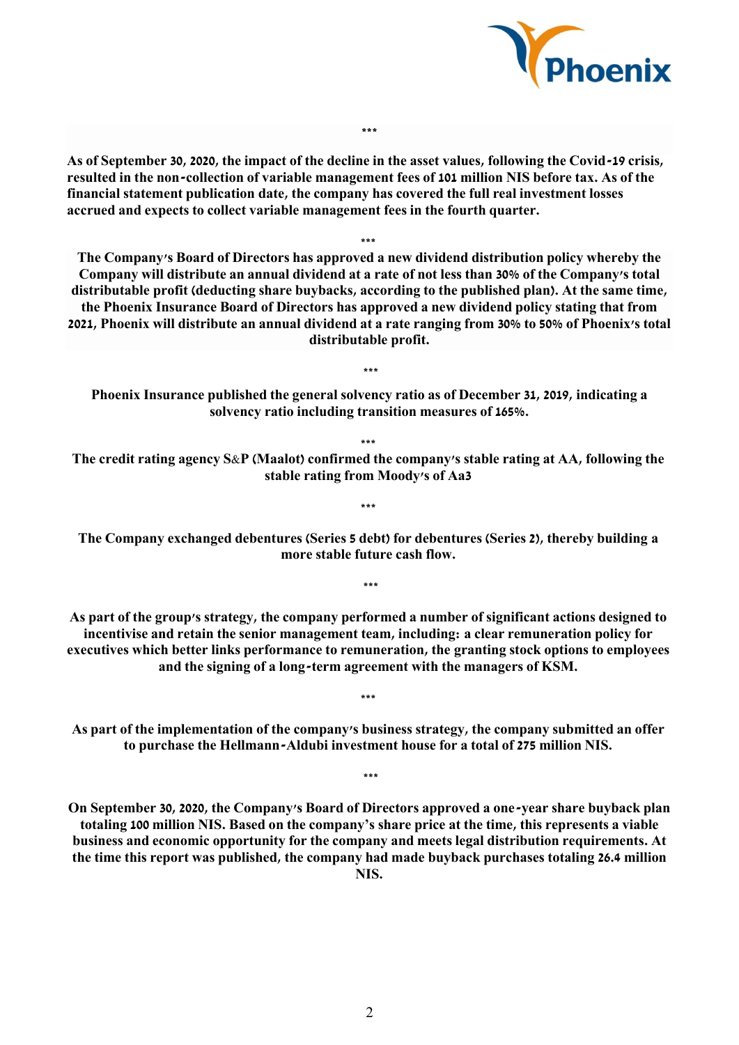\*\*\*

**As of September 30, 2020, the impact of the decline in the asset values, following the Covid-19 crisis, resulted in the non-collection of variable management fees of 101 million NIS before tax. As of the financial statement publication date, the company has covered the full real investment losses accrued and expects to collect variable management fees in the fourth quarter.**

\*\*\*

**The Company's Board of Directors has approved a new dividend distribution policy whereby the Company will distribute an annual dividend at a rate of not less than 30% of the Company's total distributable profit (deducting share buybacks, according to the published plan). At the same time, the Phoenix Insurance Board of Directors has approved a new dividend policy stating that from 2021, Phoenix will distribute an annual dividend at a rate ranging from 30% to 50% of Phoenix's total distributable profit.**

\*\*\*

**Phoenix Insurance published the general solvency ratio as of December 31, 2019, indicating a solvency ratio including transition measures of 165%.**

\*\*\*

**The credit rating agency S&P (Maalot) confirmed the company's stable rating at AA, following the stable rating from Moody's of Aa3**

\*\*\*

**The Company exchanged debentures (Series 5 debt) for debentures (Series 2), thereby building a more stable future cash flow.**

\*\*\*

**As part of the group's strategy, the company performed a number of significant actions designed to incentivise and retain the senior management team, including: a clear remuneration policy for executives which better links performance to remuneration, the granting stock options to employees and the signing of a long-term agreement with the managers of KSM.**

\*\*\*

**As part of the implementation of the company's business strategy, the company submitted an offer to purchase the Hellmann-Aldubi investment house for a total of 275 million NIS.**

\*\*\*

**On September 30, 2020, the Company's Board of Directors approved a one-year share buyback plan totaling 100 million NIS. Based on the company's share price at the time, this represents a viable business and economic opportunity for the company and meets legal distribution requirements. At the time this report was published, the company had made buyback purchases totaling 26.4 million NIS.**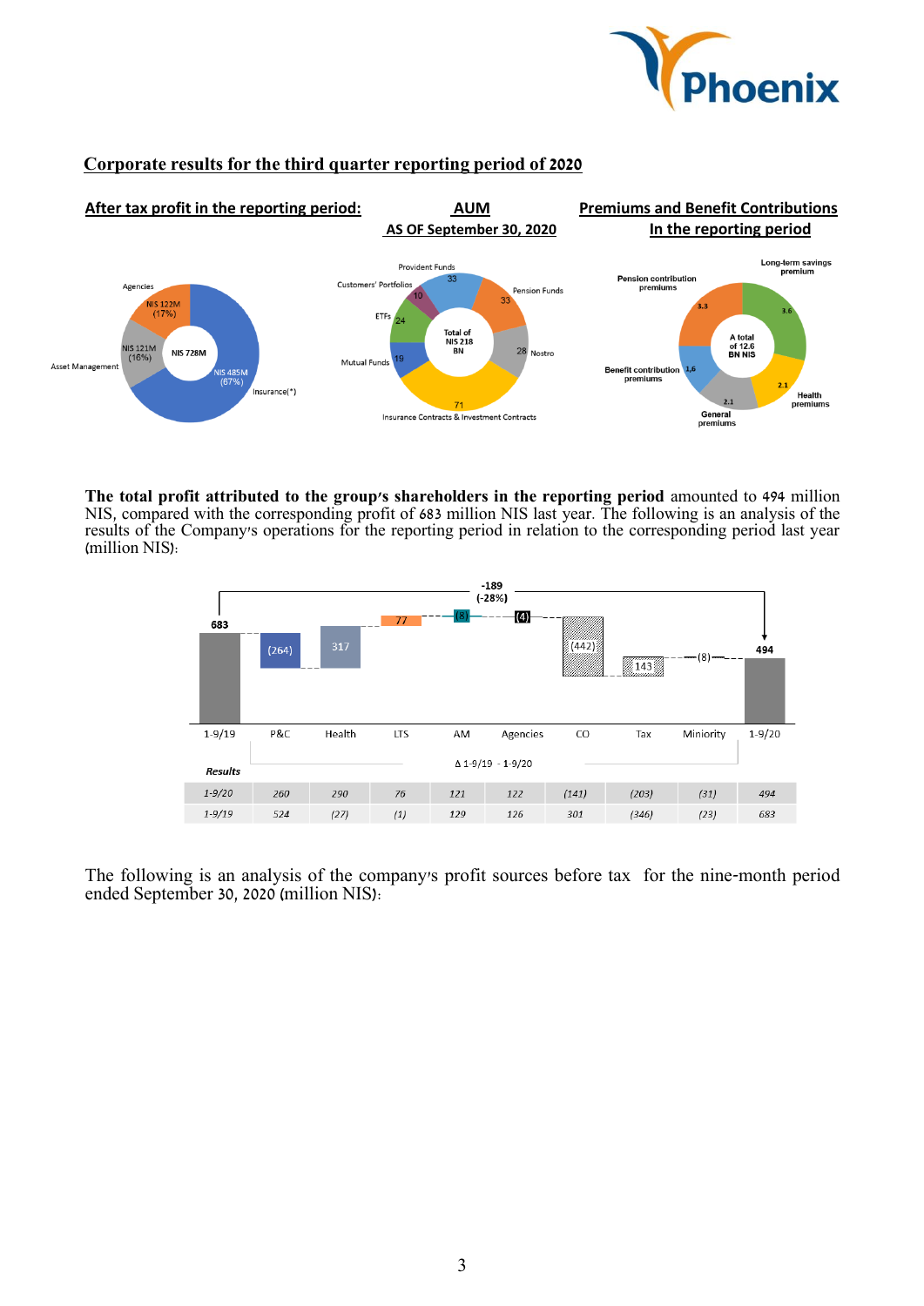## Corporate results for the third quarter reporting period of 2020

**After tax profit in the reporting period:**

| Segment | Amount | Share |
|---|---|---|
| Insurance(*) | NIS 485M | 67% |
| Agencies | NIS 122M | 17% |
| Asset Management | NIS 121M | 16% |
| Total | NIS 728M | |

**AUM AS OF September 30, 2020**

Total of NIS 218 BN

| Category | NIS BN |
|---|---|
| Provident Funds | 33 |
| Pension Funds | 33 |
| Nostro | 28 |
| Insurance Contracts & Investment Contracts | 71 |
| Mutual Funds | 19 |
| ETFs | 24 |
| Customers' Portfolios | 10 |

**Premiums and Benefit Contributions In the reporting period**

A total of 12.6 BN NIS

| Category | NIS BN |
|---|---|
| Long-term savings premium | 3.6 |
| Health premiums | 2.1 |
| General premiums | 2.1 |
| Benefit contribution premiums | 1.6 |
| Pension contribution premiums | 3.3 |

**The total profit attributed to the group's shareholders in the reporting period** amounted to 494 million NIS, compared with the corresponding profit of 683 million NIS last year. The following is an analysis of the results of the Company's operations for the reporting period in relation to the corresponding period last year (million NIS):

Change 1-9/19 → 1-9/20: -189 (-28%)

| | 1-9/19 | P&C | Health | LTS | AM | Agencies | CO | Tax | Miniority | 1-9/20 |
|---|---|---|---|---|---|---|---|---|---|---|
| Δ 1-9/19 - 1-9/20 | 683 | (264) | 317 | 77 | (8) | (4) | (442) | 143 | (8) | 494 |

| *Results* | P&C | Health | LTS | AM | Agencies | CO | Tax | Miniority | Total |
|---|---|---|---|---|---|---|---|---|---|
| *1-9/20* | *260* | *290* | *76* | *121* | *122* | *(141)* | *(203)* | *(31)* | *494* |
| *1-9/19* | *524* | *(27)* | *(1)* | *129* | *126* | *301* | *(346)* | *(23)* | *683* |

The following is an analysis of the company's profit sources before tax for the nine-month period ended September 30, 2020 (million NIS):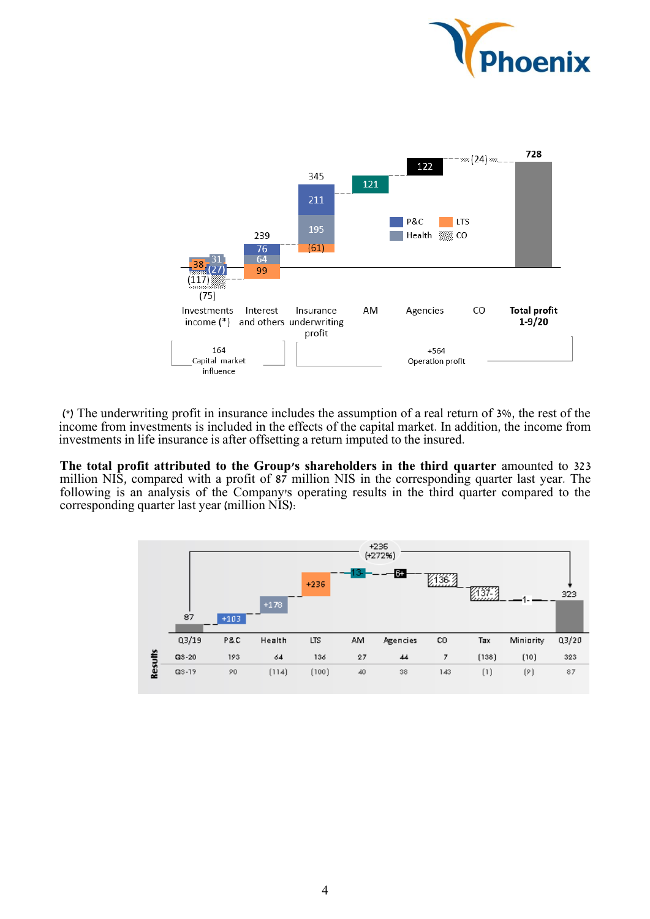| | Investments income (*) | Interest and others | Insurance underwriting profit | AM | Agencies | CO | Total profit 1-9/20 |
|---|---|---|---|---|---|---|---|
| P&C | (27) | 76 | 211 | | | | |
| Health | 31 | 64 | 195 | | | | |
| LTS | 38 | 99 | (61) | | | | |
| CO | (117) | | | | | (24) | |
| Total | (75) | 239 | 345 | 121 | 122 | (24) | 728 |

164 Capital market influence | +564 Operation profit

(*) The underwriting profit in insurance includes the assumption of a real return of 3%, the rest of the income from investments is included in the effects of the capital market. In addition, the income from investments in life insurance is after offsetting a return imputed to the insured.

**The total profit attributed to the Group's shareholders in the third quarter** amounted to 323 million NIS, compared with a profit of 87 million NIS in the corresponding quarter last year. The following is an analysis of the Company's operating results in the third quarter compared to the corresponding quarter last year (million NIS):

| Results | Q3/19 | P&C | Health | LTS | AM | Agencies | CO | Tax | Minority | Q3/20 |
|---|---|---|---|---|---|---|---|---|---|---|
| Change | 87 | +103 | +178 | +236 | -13- | 6+ | 136- | 137- | -1- | 323 |
| Q3-20 | | 193 | 64 | 136 | 27 | 44 | 7 | (138) | (10) | 323 |
| Q3-19 | | 90 | (114) | (100) | 40 | 38 | 143 | (1) | (9) | 87 |

+236 (+272%)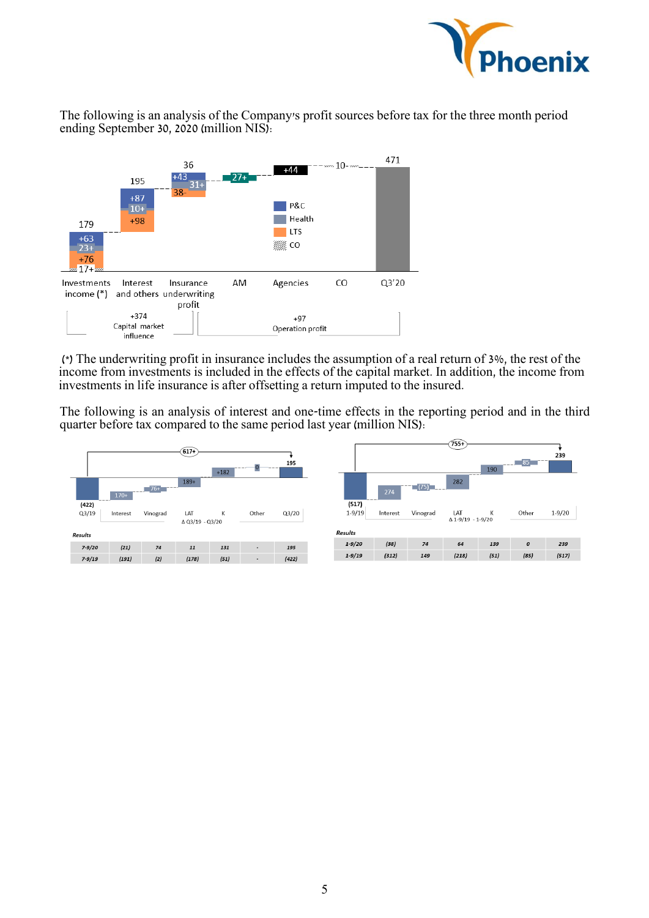The following is an analysis of the Company's profit sources before tax for the three month period ending September 30, 2020 (million NIS):

| | Investments income (*) | Interest and others | Insurance underwriting profit | AM | Agencies | CO | Q3'20 |
|---|---|---|---|---|---|---|---|
| Total | 179 | 195 | 36 | 27+ | +44 | 10- | 471 |
| P&C | +63 | +87 | +43 | | | | |
| Health | 23+ | 10+ | 31+ | | | | |
| LTS | +76 | +98 | 38- | | | | |
| CO | 17+ | | | | | | |

Capital market influence: +374

Operation profit: +97

(*) The underwriting profit in insurance includes the assumption of a real return of 3%, the rest of the income from investments is included in the effects of the capital market. In addition, the income from investments in life insurance is after offsetting a return imputed to the insured.

The following is an analysis of interest and one-time effects in the reporting period and in the third quarter before tax compared to the same period last year (million NIS):

Q3/19 (422) → Interest 170+ → Vinograd 76+ → LAT 189+ → K +182 → Other 0 → Q3/20 195 (total 617+; Δ Q3/19 - Q3/20)

| Results | Interest | Vinograd | LAT | K | Other | Total |
|---|---|---|---|---|---|---|
| 7-9/20 | (21) | 74 | 11 | 131 | - | 195 |
| 7-9/19 | (191) | (2) | (178) | (51) | - | (422) |

1-9/19 (517) → Interest 274 → Vinograd (75) → LAT 282 → K 190 → Other 85 → 1-9/20 239 (total 755+; Δ 1-9/19 - 1-9/20)

| Results | Interest | Vinograd | LAT | K | Other | Total |
|---|---|---|---|---|---|---|
| 1-9/20 | (38) | 74 | 64 | 139 | 0 | 239 |
| 1-9/19 | (312) | 149 | (218) | (51) | (85) | (517) |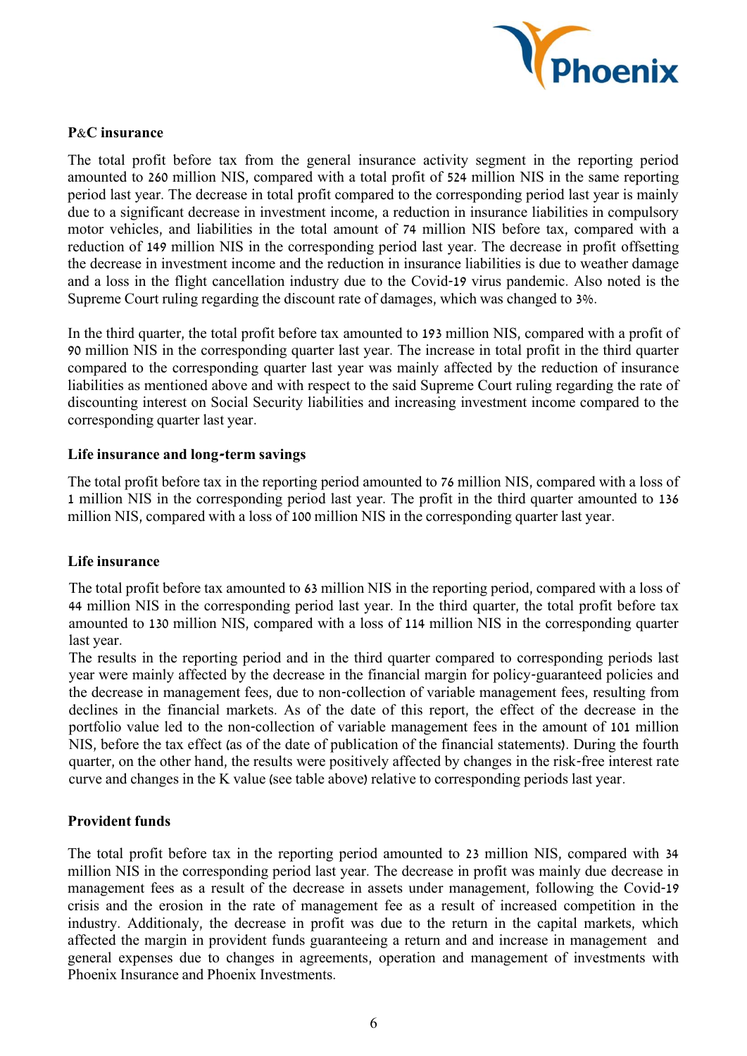### P&C insurance

The total profit before tax from the general insurance activity segment in the reporting period amounted to 260 million NIS, compared with a total profit of 524 million NIS in the same reporting period last year. The decrease in total profit compared to the corresponding period last year is mainly due to a significant decrease in investment income, a reduction in insurance liabilities in compulsory motor vehicles, and liabilities in the total amount of 74 million NIS before tax, compared with a reduction of 149 million NIS in the corresponding period last year. The decrease in profit offsetting the decrease in investment income and the reduction in insurance liabilities is due to weather damage and a loss in the flight cancellation industry due to the Covid-19 virus pandemic. Also noted is the Supreme Court ruling regarding the discount rate of damages, which was changed to 3%.

In the third quarter, the total profit before tax amounted to 193 million NIS, compared with a profit of 90 million NIS in the corresponding quarter last year. The increase in total profit in the third quarter compared to the corresponding quarter last year was mainly affected by the reduction of insurance liabilities as mentioned above and with respect to the said Supreme Court ruling regarding the rate of discounting interest on Social Security liabilities and increasing investment income compared to the corresponding quarter last year.

### Life insurance and long-term savings

The total profit before tax in the reporting period amounted to 76 million NIS, compared with a loss of 1 million NIS in the corresponding period last year. The profit in the third quarter amounted to 136 million NIS, compared with a loss of 100 million NIS in the corresponding quarter last year.

### Life insurance

The total profit before tax amounted to 63 million NIS in the reporting period, compared with a loss of 44 million NIS in the corresponding period last year. In the third quarter, the total profit before tax amounted to 130 million NIS, compared with a loss of 114 million NIS in the corresponding quarter last year.
The results in the reporting period and in the third quarter compared to corresponding periods last year were mainly affected by the decrease in the financial margin for policy-guaranteed policies and the decrease in management fees, due to non-collection of variable management fees, resulting from declines in the financial markets. As of the date of this report, the effect of the decrease in the portfolio value led to the non-collection of variable management fees in the amount of 101 million NIS, before the tax effect (as of the date of publication of the financial statements). During the fourth quarter, on the other hand, the results were positively affected by changes in the risk-free interest rate curve and changes in the K value (see table above) relative to corresponding periods last year.

### Provident funds

The total profit before tax in the reporting period amounted to 23 million NIS, compared with 34 million NIS in the corresponding period last year. The decrease in profit was mainly due decrease in management fees as a result of the decrease in assets under management, following the Covid-19 crisis and the erosion in the rate of management fee as a result of increased competition in the industry. Additionaly, the decrease in profit was due to the return in the capital markets, which affected the margin in provident funds guaranteeing a return and and increase in management and general expenses due to changes in agreements, operation and management of investments with Phoenix Insurance and Phoenix Investments.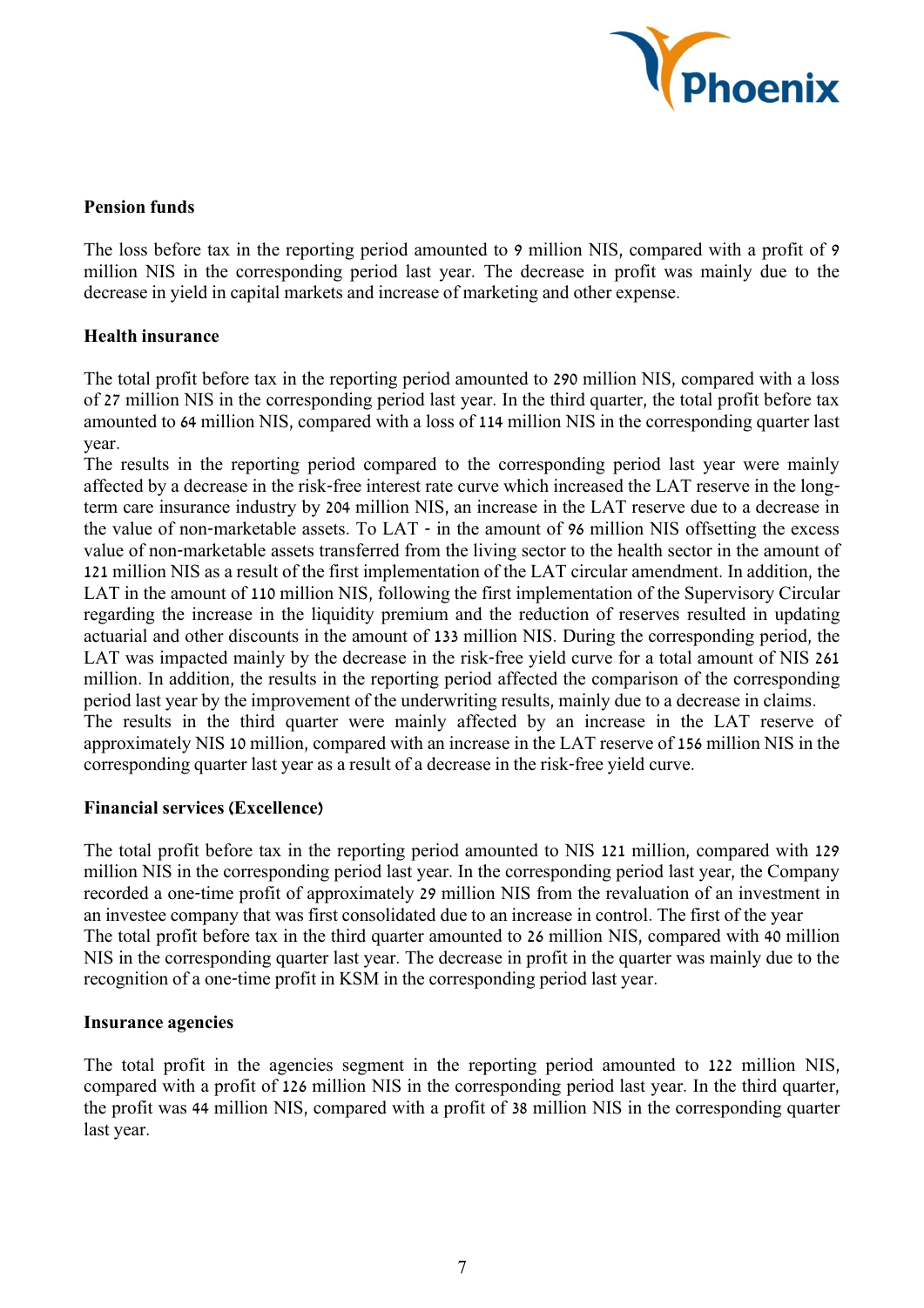**Pension funds**

The loss before tax in the reporting period amounted to 9 million NIS, compared with a profit of 9 million NIS in the corresponding period last year. The decrease in profit was mainly due to the decrease in yield in capital markets and increase of marketing and other expense.

**Health insurance**

The total profit before tax in the reporting period amounted to 290 million NIS, compared with a loss of 27 million NIS in the corresponding period last year. In the third quarter, the total profit before tax amounted to 64 million NIS, compared with a loss of 114 million NIS in the corresponding quarter last year.

The results in the reporting period compared to the corresponding period last year were mainly affected by a decrease in the risk-free interest rate curve which increased the LAT reserve in the long-term care insurance industry by 204 million NIS, an increase in the LAT reserve due to a decrease in the value of non-marketable assets. To LAT - in the amount of 96 million NIS offsetting the excess value of non-marketable assets transferred from the living sector to the health sector in the amount of 121 million NIS as a result of the first implementation of the LAT circular amendment. In addition, the LAT in the amount of 110 million NIS, following the first implementation of the Supervisory Circular regarding the increase in the liquidity premium and the reduction of reserves resulted in updating actuarial and other discounts in the amount of 133 million NIS. During the corresponding period, the LAT was impacted mainly by the decrease in the risk-free yield curve for a total amount of NIS 261 million. In addition, the results in the reporting period affected the comparison of the corresponding period last year by the improvement of the underwriting results, mainly due to a decrease in claims.

The results in the third quarter were mainly affected by an increase in the LAT reserve of approximately NIS 10 million, compared with an increase in the LAT reserve of 156 million NIS in the corresponding quarter last year as a result of a decrease in the risk-free yield curve.

**Financial services (Excellence)**

The total profit before tax in the reporting period amounted to NIS 121 million, compared with 129 million NIS in the corresponding period last year. In the corresponding period last year, the Company recorded a one-time profit of approximately 29 million NIS from the revaluation of an investment in an investee company that was first consolidated due to an increase in control. The first of the year

The total profit before tax in the third quarter amounted to 26 million NIS, compared with 40 million NIS in the corresponding quarter last year. The decrease in profit in the quarter was mainly due to the recognition of a one-time profit in KSM in the corresponding period last year.

**Insurance agencies**

The total profit in the agencies segment in the reporting period amounted to 122 million NIS, compared with a profit of 126 million NIS in the corresponding period last year. In the third quarter, the profit was 44 million NIS, compared with a profit of 38 million NIS in the corresponding quarter last year.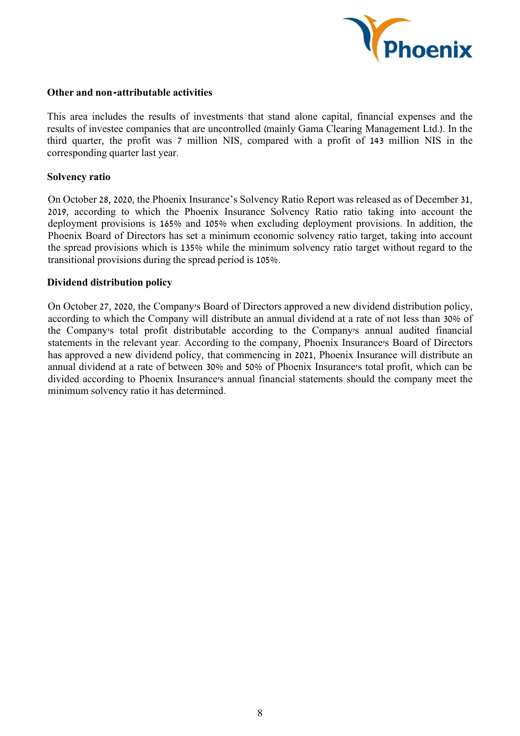**Other and non-attributable activities**

This area includes the results of investments that stand alone capital, financial expenses and the results of investee companies that are uncontrolled (mainly Gama Clearing Management Ltd.). In the third quarter, the profit was 7 million NIS, compared with a profit of 143 million NIS in the corresponding quarter last year.

**Solvency ratio**

On October 28, 2020, the Phoenix Insurance's Solvency Ratio Report was released as of December 31, 2019, according to which the Phoenix Insurance Solvency Ratio ratio taking into account the deployment provisions is 165% and 105% when excluding deployment provisions. In addition, the Phoenix Board of Directors has set a minimum economic solvency ratio target, taking into account the spread provisions which is 135% while the minimum solvency ratio target without regard to the transitional provisions during the spread period is 105%.

**Dividend distribution policy**

On October 27, 2020, the Company's Board of Directors approved a new dividend distribution policy, according to which the Company will distribute an annual dividend at a rate of not less than 30% of the Company's total profit distributable according to the Company's annual audited financial statements in the relevant year. According to the company, Phoenix Insurance's Board of Directors has approved a new dividend policy, that commencing in 2021, Phoenix Insurance will distribute an annual dividend at a rate of between 30% and 50% of Phoenix Insurance's total profit, which can be divided according to Phoenix Insurance's annual financial statements should the company meet the minimum solvency ratio it has determined.